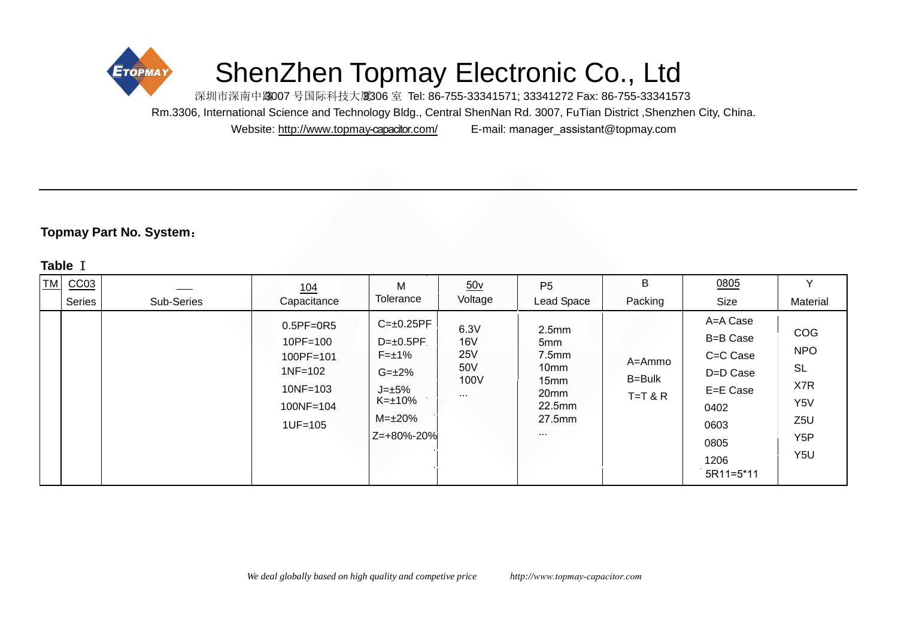# ShenZhen Topmay Electronic Co., Ltd

深圳市深南中路3007 号国际科技大厦3306 室 Tel: 86-755-33341571; 33341272 Fax: 86-755-33341573

Rm.3306, International Science and Technology Bldg., Central ShenNan Rd. 3007, FuTian District ,Shenzhen City, China.

Website: http://www.topmay-capacitor.com/ E-mail: manager_assistant@topmay.com

**Topmay Part No. System：**

**Table Ⅰ**

| TM | CC03 Series | — Sub-Series | 104 Capacitance | M Tolerance | 50v Voltage | P5 Lead Space | B Packing | 0805 Size | Y Material |
|---|---|---|---|---|---|---|---|---|---|
| | | | 0.5PF=0R5<br>10PF=100<br>100PF=101<br>1NF=102<br>10NF=103<br>100NF=104<br>1UF=105 | C=±0.25PF<br>D=±0.5PF<br>F=±1%<br>G=±2%<br>J=±5%<br>K=±10%<br>M=±20%<br>Z=+80%-20% | 6.3V<br>16V<br>25V<br>50V<br>100V<br>… | 2.5mm<br>5mm<br>7.5mm<br>10mm<br>15mm<br>20mm<br>22.5mm<br>27.5mm<br>… | A=Ammo<br>B=Bulk<br>T=T & R | A=A Case<br>B=B Case<br>C=C Case<br>D=D Case<br>E=E Case<br>0402<br>0603<br>0805<br>1206<br>5R11=5*11 | COG<br>NPO<br>SL<br>X7R<br>Y5V<br>Z5U<br>Y5P<br>Y5U |

*We deal globally based on high quality and competive price* *http://www.topmay-capacitor.com*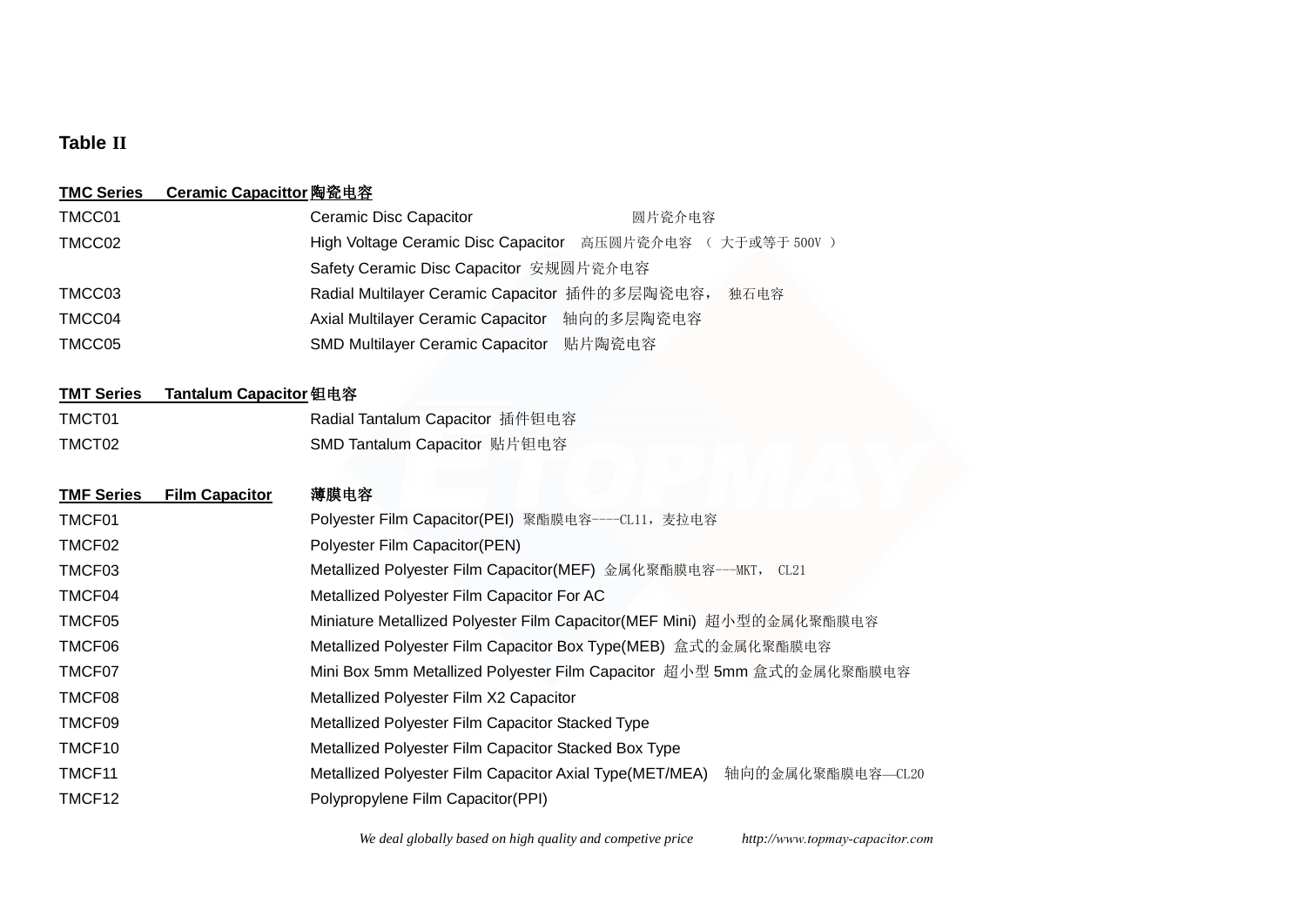## Table II

**TMC Series Ceramic Capacittor 陶瓷电容**

| | |
|---|---|
| TMCC01 | Ceramic Disc Capacitor 圆片瓷介电容 |
| TMCC02 | High Voltage Ceramic Disc Capacitor 高压圆片瓷介电容 （ 大于或等于 500V ） |
| | Safety Ceramic Disc Capacitor 安规圆片瓷介电容 |
| TMCC03 | Radial Multilayer Ceramic Capacitor 插件的多层陶瓷电容， 独石电容 |
| TMCC04 | Axial Multilayer Ceramic Capacitor 轴向的多层陶瓷电容 |
| TMCC05 | SMD Multilayer Ceramic Capacitor 贴片陶瓷电容 |

**TMT Series Tantalum Capacitor 钽电容**

| | |
|---|---|
| TMCT01 | Radial Tantalum Capacitor 插件钽电容 |
| TMCT02 | SMD Tantalum Capacitor 贴片钽电容 |

**TMF Series Film Capacitor 薄膜电容**

| | |
|---|---|
| TMCF01 | Polyester Film Capacitor(PEI) 聚酯膜电容----CL11，麦拉电容 |
| TMCF02 | Polyester Film Capacitor(PEN) |
| TMCF03 | Metallized Polyester Film Capacitor(MEF) 金属化聚酯膜电容---MKT， CL21 |
| TMCF04 | Metallized Polyester Film Capacitor For AC |
| TMCF05 | Miniature Metallized Polyester Film Capacitor(MEF Mini) 超小型的金属化聚酯膜电容 |
| TMCF06 | Metallized Polyester Film Capacitor Box Type(MEB) 盒式的金属化聚酯膜电容 |
| TMCF07 | Mini Box 5mm Metallized Polyester Film Capacitor 超小型 5mm 盒式的金属化聚酯膜电容 |
| TMCF08 | Metallized Polyester Film X2 Capacitor |
| TMCF09 | Metallized Polyester Film Capacitor Stacked Type |
| TMCF10 | Metallized Polyester Film Capacitor Stacked Box Type |
| TMCF11 | Metallized Polyester Film Capacitor Axial Type(MET/MEA) 轴向的金属化聚酯膜电容—CL20 |
| TMCF12 | Polypropylene Film Capacitor(PPI) |

*We deal globally based on high quality and competive price* *http://www.topmay-capacitor.com*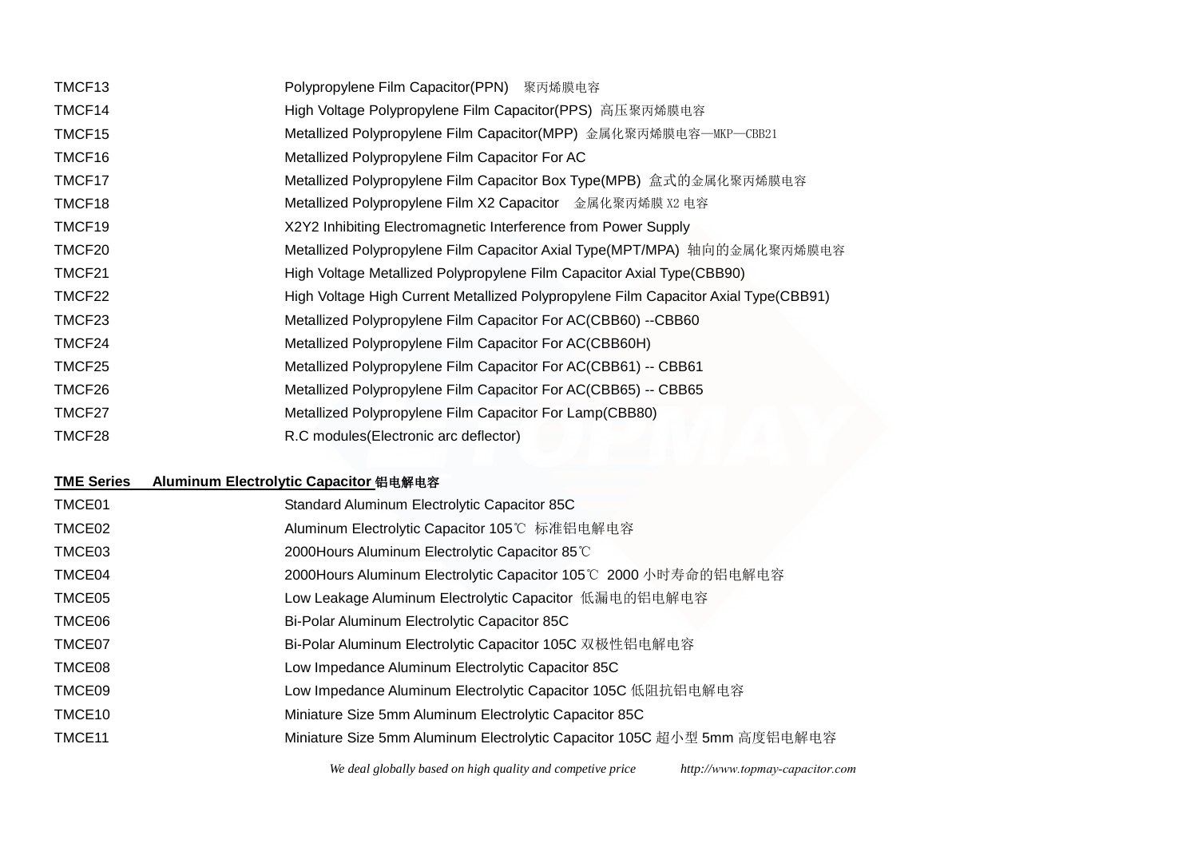| | |
|---|---|
| TMCF13 | Polypropylene Film Capacitor(PPN) 聚丙烯膜电容 |
| TMCF14 | High Voltage Polypropylene Film Capacitor(PPS) 高压聚丙烯膜电容 |
| TMCF15 | Metallized Polypropylene Film Capacitor(MPP) 金属化聚丙烯膜电容—MKP—CBB21 |
| TMCF16 | Metallized Polypropylene Film Capacitor For AC |
| TMCF17 | Metallized Polypropylene Film Capacitor Box Type(MPB) 盒式的金属化聚丙烯膜电容 |
| TMCF18 | Metallized Polypropylene Film X2 Capacitor 金属化聚丙烯膜 X2 电容 |
| TMCF19 | X2Y2 Inhibiting Electromagnetic Interference from Power Supply |
| TMCF20 | Metallized Polypropylene Film Capacitor Axial Type(MPT/MPA) 轴向的金属化聚丙烯膜电容 |
| TMCF21 | High Voltage Metallized Polypropylene Film Capacitor Axial Type(CBB90) |
| TMCF22 | High Voltage High Current Metallized Polypropylene Film Capacitor Axial Type(CBB91) |
| TMCF23 | Metallized Polypropylene Film Capacitor For AC(CBB60) --CBB60 |
| TMCF24 | Metallized Polypropylene Film Capacitor For AC(CBB60H) |
| TMCF25 | Metallized Polypropylene Film Capacitor For AC(CBB61) -- CBB61 |
| TMCF26 | Metallized Polypropylene Film Capacitor For AC(CBB65) -- CBB65 |
| TMCF27 | Metallized Polypropylene Film Capacitor For Lamp(CBB80) |
| TMCF28 | R.C modules(Electronic arc deflector) |

**TME Series Aluminum Electrolytic Capacitor 铝电解电容**

| | |
|---|---|
| TMCE01 | Standard Aluminum Electrolytic Capacitor 85C |
| TMCE02 | Aluminum Electrolytic Capacitor 105℃ 标准铝电解电容 |
| TMCE03 | 2000Hours Aluminum Electrolytic Capacitor 85℃ |
| TMCE04 | 2000Hours Aluminum Electrolytic Capacitor 105℃ 2000 小时寿命的铝电解电容 |
| TMCE05 | Low Leakage Aluminum Electrolytic Capacitor 低漏电的铝电解电容 |
| TMCE06 | Bi-Polar Aluminum Electrolytic Capacitor 85C |
| TMCE07 | Bi-Polar Aluminum Electrolytic Capacitor 105C 双极性铝电解电容 |
| TMCE08 | Low Impedance Aluminum Electrolytic Capacitor 85C |
| TMCE09 | Low Impedance Aluminum Electrolytic Capacitor 105C 低阻抗铝电解电容 |
| TMCE10 | Miniature Size 5mm Aluminum Electrolytic Capacitor 85C |
| TMCE11 | Miniature Size 5mm Aluminum Electrolytic Capacitor 105C 超小型 5mm 高度铝电解电容 |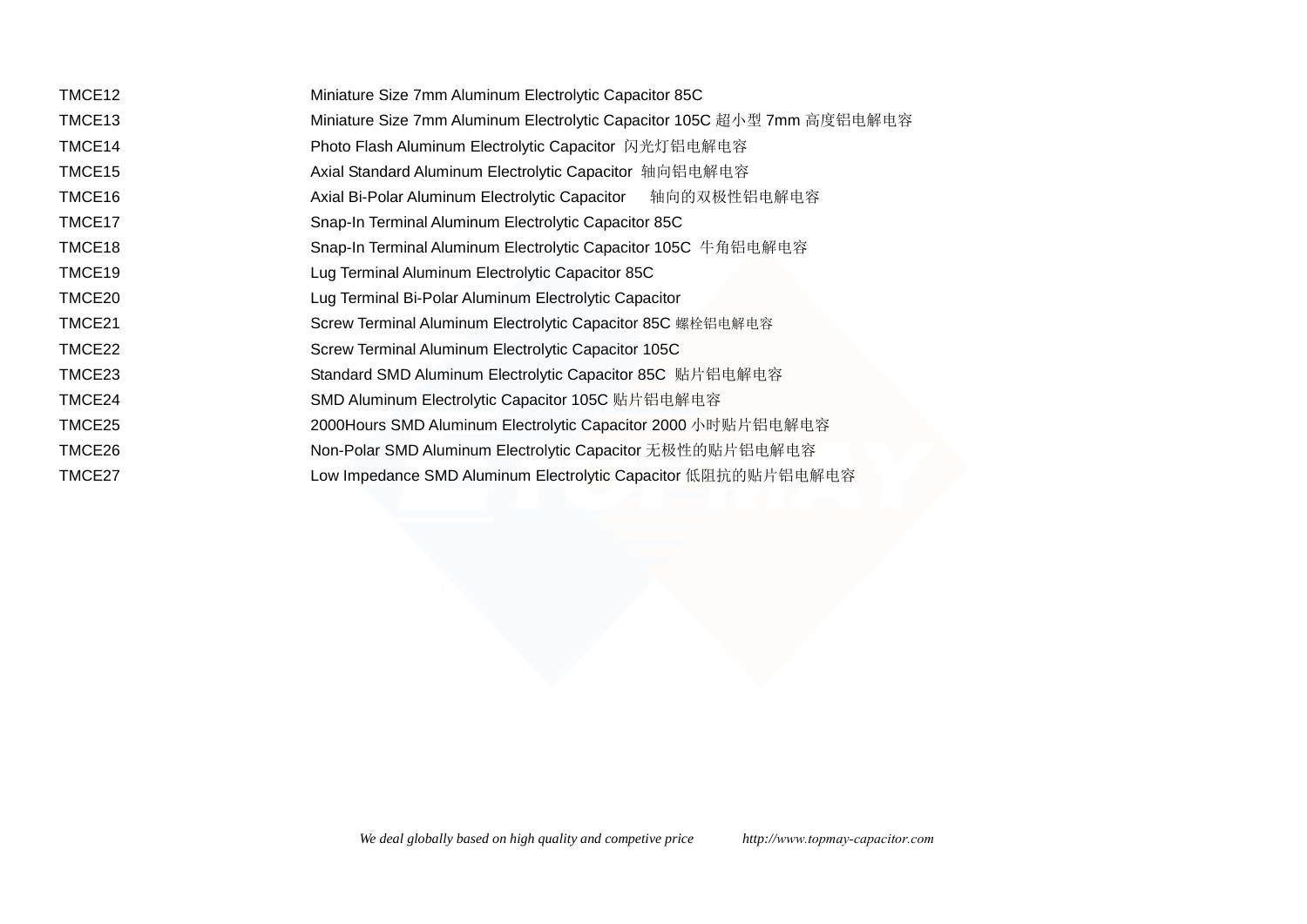| | |
|---|---|
| TMCE12 | Miniature Size 7mm Aluminum Electrolytic Capacitor 85C |
| TMCE13 | Miniature Size 7mm Aluminum Electrolytic Capacitor 105C 超小型 7mm 高度铝电解电容 |
| TMCE14 | Photo Flash Aluminum Electrolytic Capacitor 闪光灯铝电解电容 |
| TMCE15 | Axial Standard Aluminum Electrolytic Capacitor 轴向铝电解电容 |
| TMCE16 | Axial Bi-Polar Aluminum Electrolytic Capacitor 轴向的双极性铝电解电容 |
| TMCE17 | Snap-In Terminal Aluminum Electrolytic Capacitor 85C |
| TMCE18 | Snap-In Terminal Aluminum Electrolytic Capacitor 105C 牛角铝电解电容 |
| TMCE19 | Lug Terminal Aluminum Electrolytic Capacitor 85C |
| TMCE20 | Lug Terminal Bi-Polar Aluminum Electrolytic Capacitor |
| TMCE21 | Screw Terminal Aluminum Electrolytic Capacitor 85C 螺栓铝电解电容 |
| TMCE22 | Screw Terminal Aluminum Electrolytic Capacitor 105C |
| TMCE23 | Standard SMD Aluminum Electrolytic Capacitor 85C 贴片铝电解电容 |
| TMCE24 | SMD Aluminum Electrolytic Capacitor 105C 贴片铝电解电容 |
| TMCE25 | 2000Hours SMD Aluminum Electrolytic Capacitor 2000 小时贴片铝电解电容 |
| TMCE26 | Non-Polar SMD Aluminum Electrolytic Capacitor 无极性的贴片铝电解电容 |
| TMCE27 | Low Impedance SMD Aluminum Electrolytic Capacitor 低阻抗的贴片铝电解电容 |

*We deal globally based on high quality and competive price* *http://www.topmay-capacitor.com*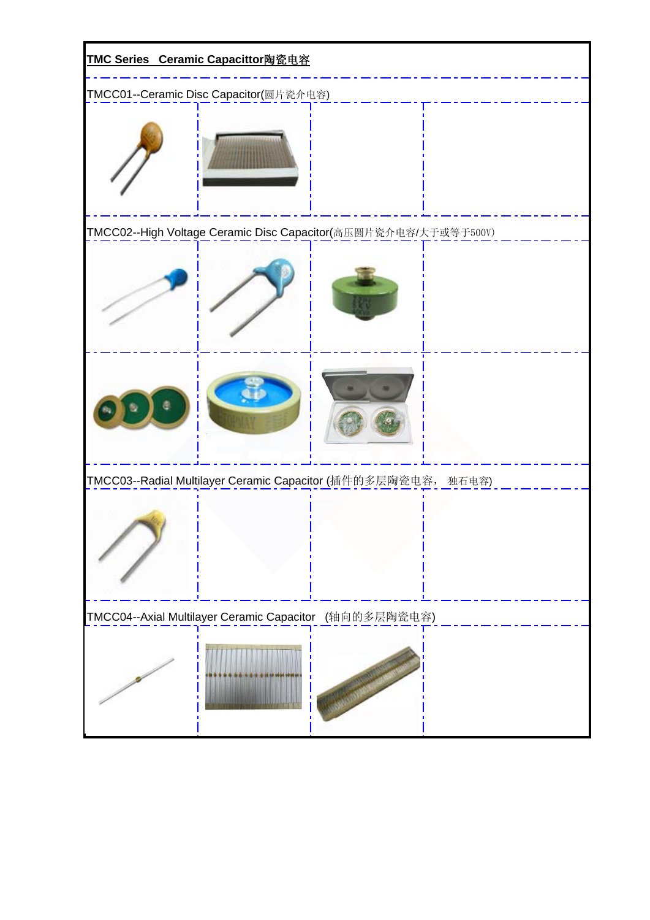**TMC Series Ceramic Capacittor陶瓷电容**

TMCC01--Ceramic Disc Capacitor(圆片瓷介电容)

TMCC02--High Voltage Ceramic Disc Capacitor(高压圆片瓷介电容/大于或等于500V)

TMCC03--Radial Multilayer Ceramic Capacitor (插件的多层陶瓷电容， 独石电容)

TMCC04--Axial Multilayer Ceramic Capacitor (轴向的多层陶瓷电容)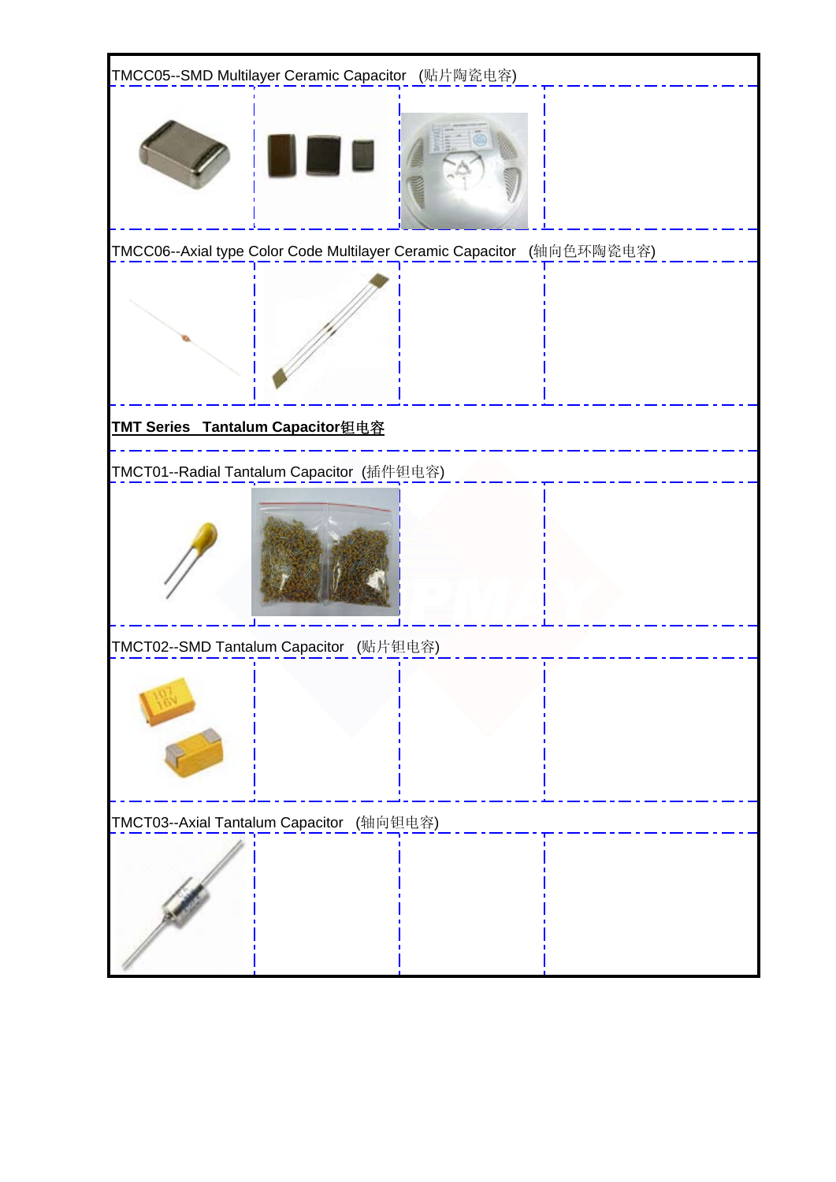TMCC05--SMD Multilayer Ceramic Capacitor (贴片陶瓷电容)

TMCC06--Axial type Color Code Multilayer Ceramic Capacitor (轴向色环陶瓷电容)

## TMT Series Tantalum Capacitor钽电容

TMCT01--Radial Tantalum Capacitor (插件钽电容)

TMCT02--SMD Tantalum Capacitor (贴片钽电容)

TMCT03--Axial Tantalum Capacitor (轴向钽电容)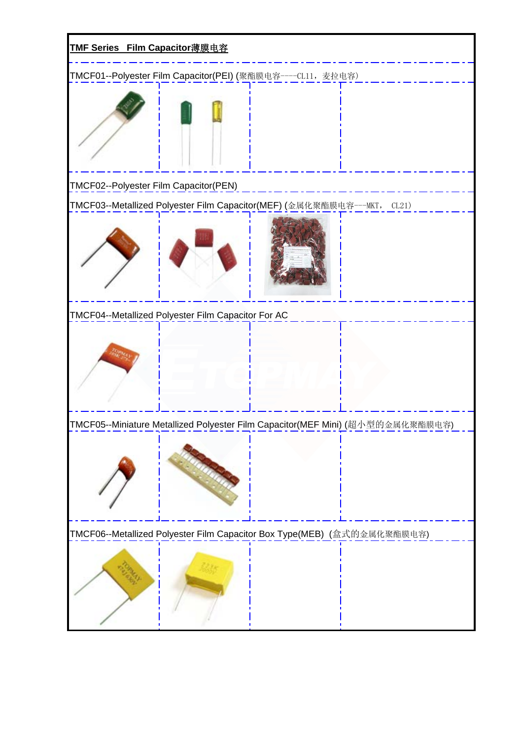**TMF Series Film Capacitor薄膜电容**

TMCF01--Polyester Film Capacitor(PEI) (聚酯膜电容----CL11，麦拉电容)

TMCF02--Polyester Film Capacitor(PEN)

TMCF03--Metallized Polyester Film Capacitor(MEF) (金属化聚酯膜电容---MKT， CL21)

TMCF04--Metallized Polyester Film Capacitor For AC

TMCF05--Miniature Metallized Polyester Film Capacitor(MEF Mini) (超小型的金属化聚酯膜电容)

TMCF06--Metallized Polyester Film Capacitor Box Type(MEB) (盒式的金属化聚酯膜电容)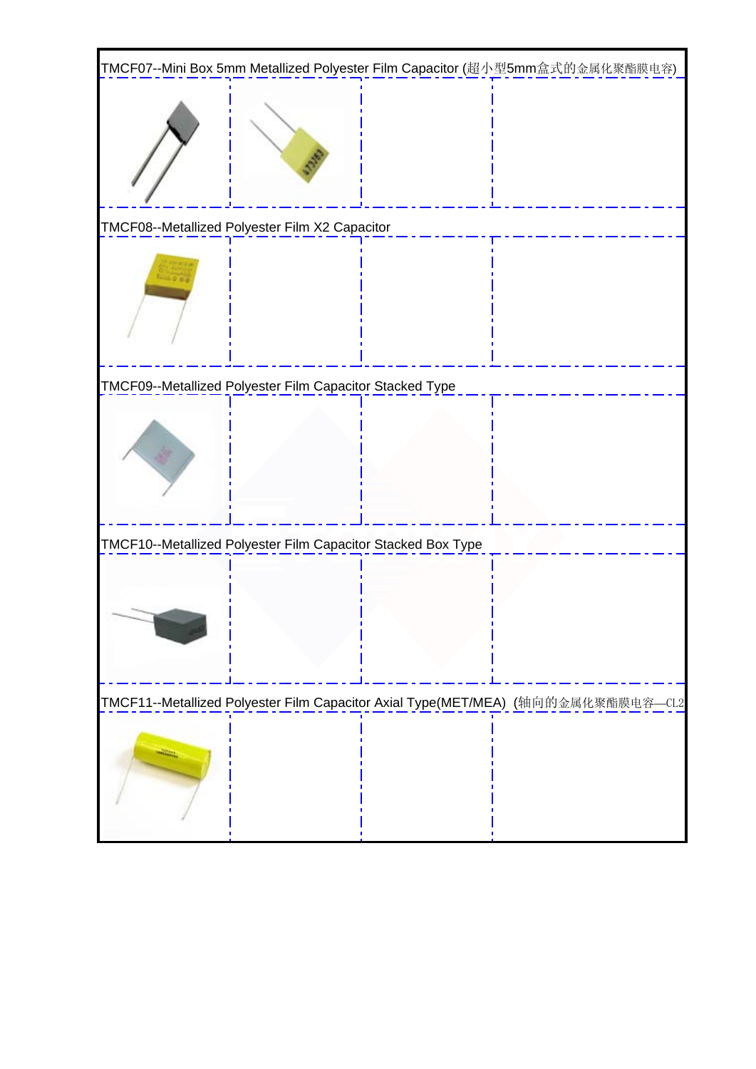TMCF07--Mini Box 5mm Metallized Polyester Film Capacitor (超小型5mm盒式的金属化聚酯膜电容)

TMCF08--Metallized Polyester Film X2 Capacitor

TMCF09--Metallized Polyester Film Capacitor Stacked Type

TMCF10--Metallized Polyester Film Capacitor Stacked Box Type

TMCF11--Metallized Polyester Film Capacitor Axial Type(MET/MEA) (轴向的金属化聚酯膜电容—CL2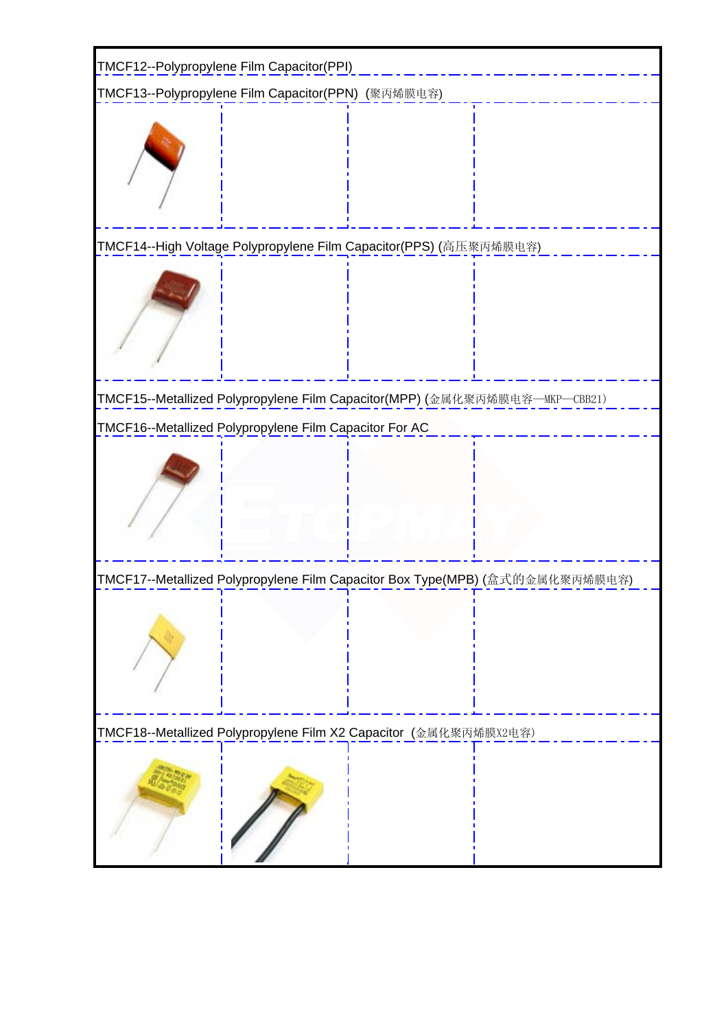TMCF12--Polypropylene Film Capacitor(PPI)

TMCF13--Polypropylene Film Capacitor(PPN) (聚丙烯膜电容)

TMCF14--High Voltage Polypropylene Film Capacitor(PPS) (高压聚丙烯膜电容)

TMCF15--Metallized Polypropylene Film Capacitor(MPP) (金属化聚丙烯膜电容—MKP—CBB21)

TMCF16--Metallized Polypropylene Film Capacitor For AC

TMCF17--Metallized Polypropylene Film Capacitor Box Type(MPB) (盒式的金属化聚丙烯膜电容)

TMCF18--Metallized Polypropylene Film X2 Capacitor (金属化聚丙烯膜X2电容)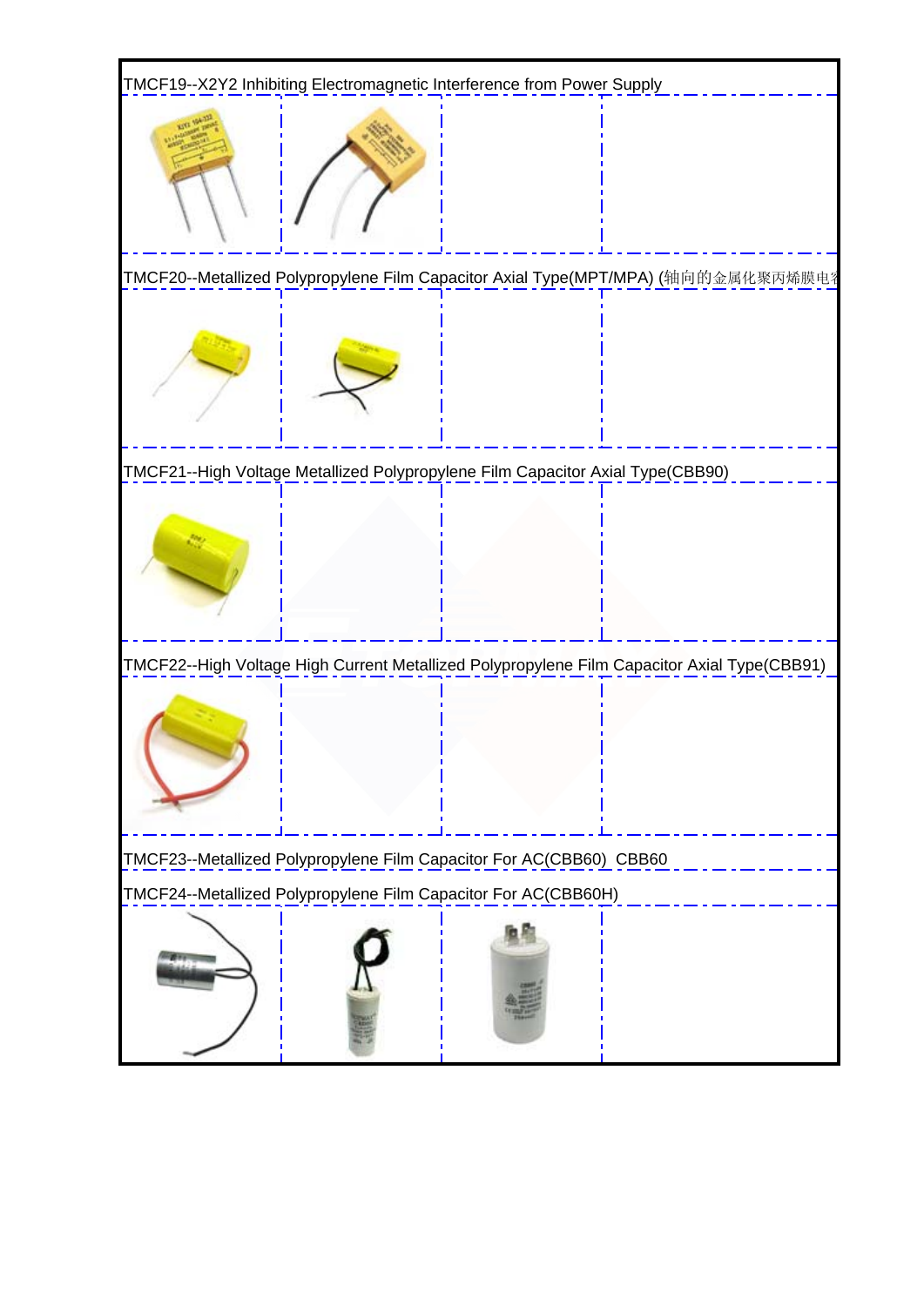TMCF19--X2Y2 Inhibiting Electromagnetic Interference from Power Supply

TMCF20--Metallized Polypropylene Film Capacitor Axial Type(MPT/MPA) (轴向的金属化聚丙烯膜电容

TMCF21--High Voltage Metallized Polypropylene Film Capacitor Axial Type(CBB90)

TMCF22--High Voltage High Current Metallized Polypropylene Film Capacitor Axial Type(CBB91)

TMCF23--Metallized Polypropylene Film Capacitor For AC(CBB60) CBB60

TMCF24--Metallized Polypropylene Film Capacitor For AC(CBB60H)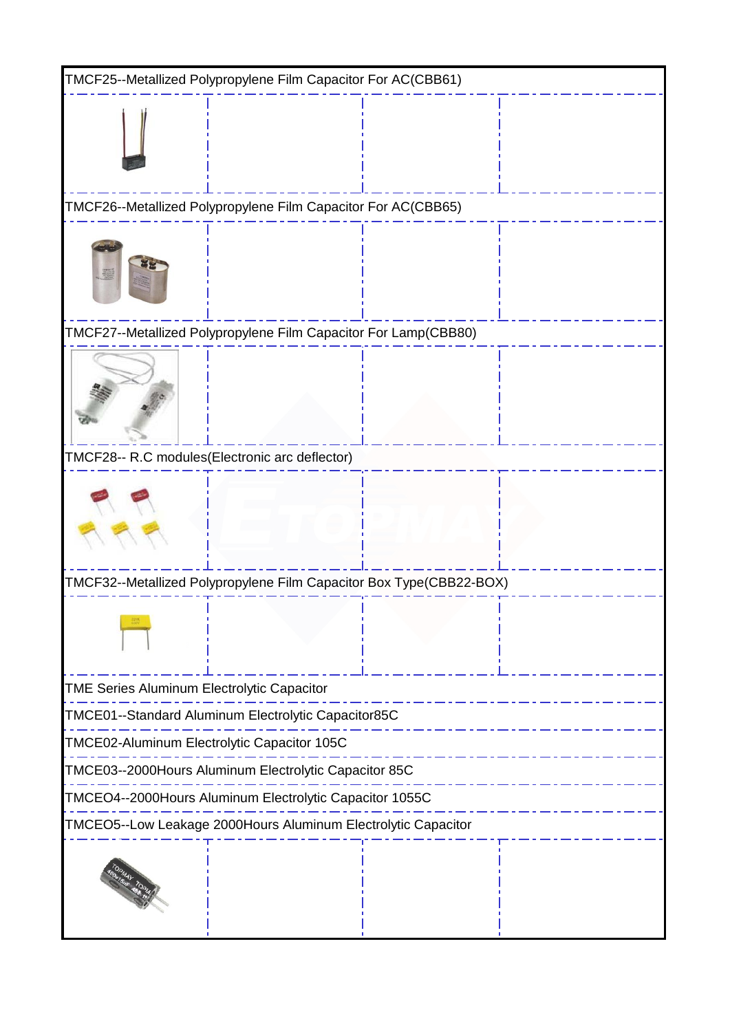TMCF25--Metallized Polypropylene Film Capacitor For AC(CBB61)

TMCF26--Metallized Polypropylene Film Capacitor For AC(CBB65)

TMCF27--Metallized Polypropylene Film Capacitor For Lamp(CBB80)

TMCF28-- R.C modules(Electronic arc deflector)

TMCF32--Metallized Polypropylene Film Capacitor Box Type(CBB22-BOX)

TME Series Aluminum Electrolytic Capacitor

TMCE01--Standard Aluminum Electrolytic Capacitor85C

TMCE02-Aluminum Electrolytic Capacitor 105C

TMCE03--2000Hours Aluminum Electrolytic Capacitor 85C

TMCEO4--2000Hours Aluminum Electrolytic Capacitor 1055C

TMCEO5--Low Leakage 2000Hours Aluminum Electrolytic Capacitor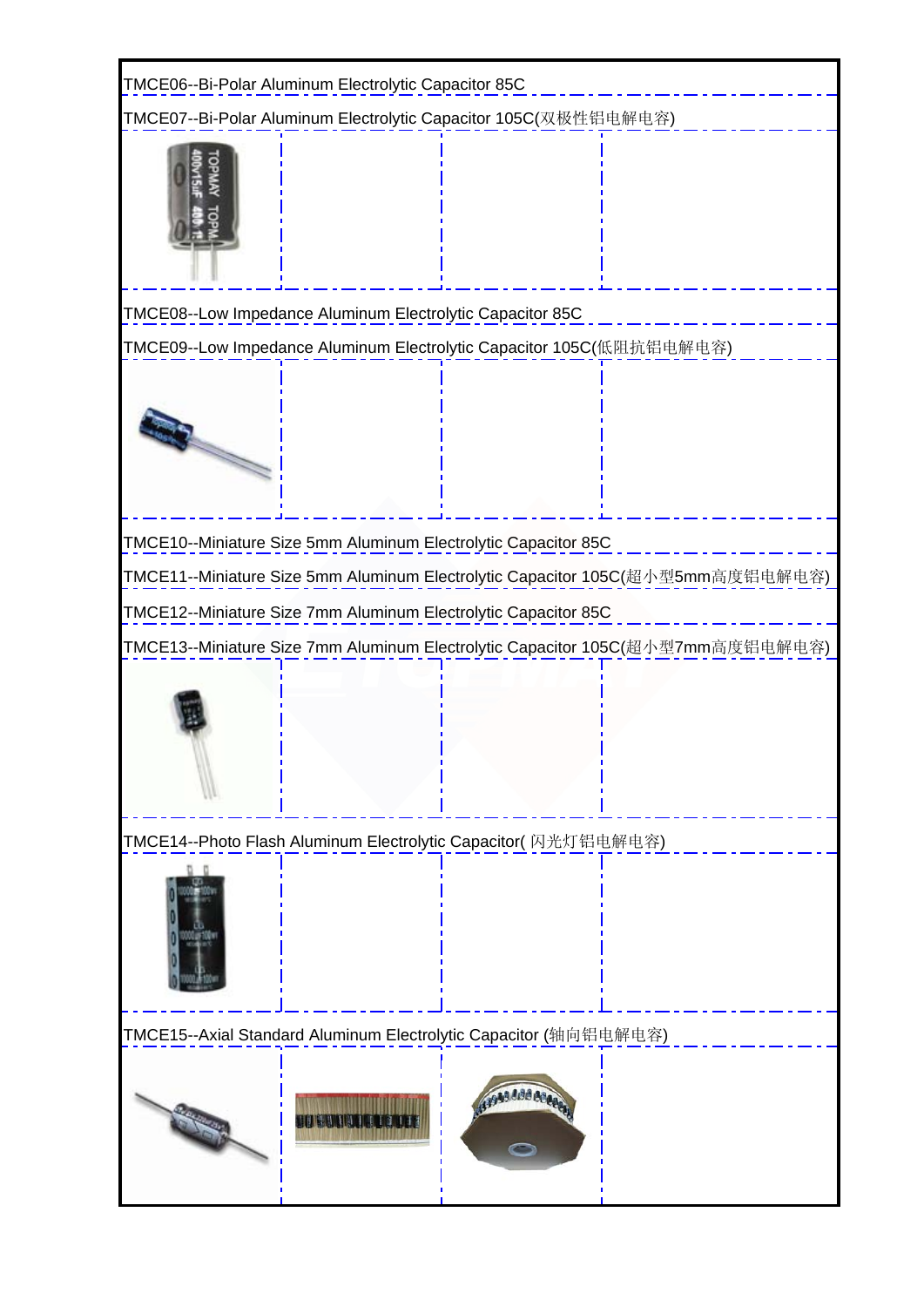TMCE06--Bi-Polar Aluminum Electrolytic Capacitor 85C

TMCE07--Bi-Polar Aluminum Electrolytic Capacitor 105C(双极性铝电解电容)

TMCE08--Low Impedance Aluminum Electrolytic Capacitor 85C

TMCE09--Low Impedance Aluminum Electrolytic Capacitor 105C(低阻抗铝电解电容)

TMCE10--Miniature Size 5mm Aluminum Electrolytic Capacitor 85C

TMCE11--Miniature Size 5mm Aluminum Electrolytic Capacitor 105C(超小型5mm高度铝电解电容)

TMCE12--Miniature Size 7mm Aluminum Electrolytic Capacitor 85C

TMCE13--Miniature Size 7mm Aluminum Electrolytic Capacitor 105C(超小型7mm高度铝电解电容)

TMCE14--Photo Flash Aluminum Electrolytic Capacitor( 闪光灯铝电解电容)

TMCE15--Axial Standard Aluminum Electrolytic Capacitor (轴向铝电解电容)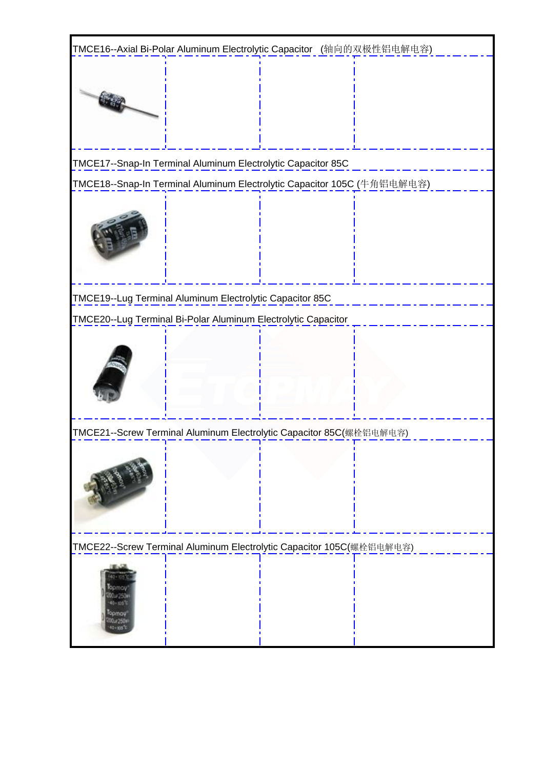TMCE16--Axial Bi-Polar Aluminum Electrolytic Capacitor (轴向的双极性铝电解电容)

TMCE17--Snap-In Terminal Aluminum Electrolytic Capacitor 85C

TMCE18--Snap-In Terminal Aluminum Electrolytic Capacitor 105C (牛角铝电解电容)

TMCE19--Lug Terminal Aluminum Electrolytic Capacitor 85C

TMCE20--Lug Terminal Bi-Polar Aluminum Electrolytic Capacitor

TMCE21--Screw Terminal Aluminum Electrolytic Capacitor 85C(螺栓铝电解电容)

TMCE22--Screw Terminal Aluminum Electrolytic Capacitor 105C(螺栓铝电解电容)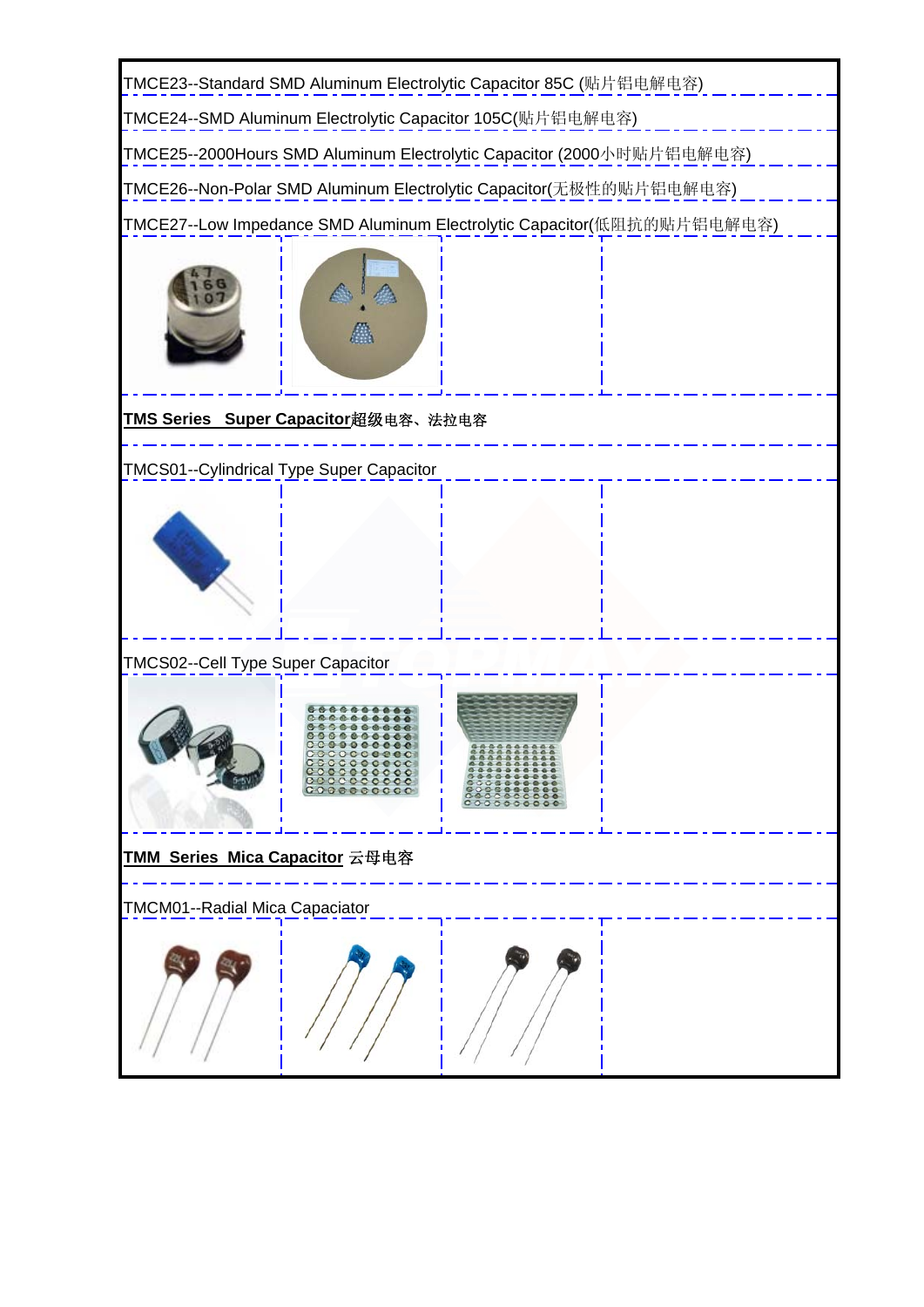TMCE23--Standard SMD Aluminum Electrolytic Capacitor 85C (贴片铝电解电容)

TMCE24--SMD Aluminum Electrolytic Capacitor 105C(贴片铝电解电容)

TMCE25--2000Hours SMD Aluminum Electrolytic Capacitor (2000小时贴片铝电解电容)

TMCE26--Non-Polar SMD Aluminum Electrolytic Capacitor(无极性的贴片铝电解电容)

TMCE27--Low Impedance SMD Aluminum Electrolytic Capacitor(低阻抗的贴片铝电解电容)

**TMS Series Super Capacitor超级电容、法拉电容**

TMCS01--Cylindrical Type Super Capacitor

TMCS02--Cell Type Super Capacitor

**TMM Series Mica Capacitor 云母电容**

TMCM01--Radial Mica Capaciator